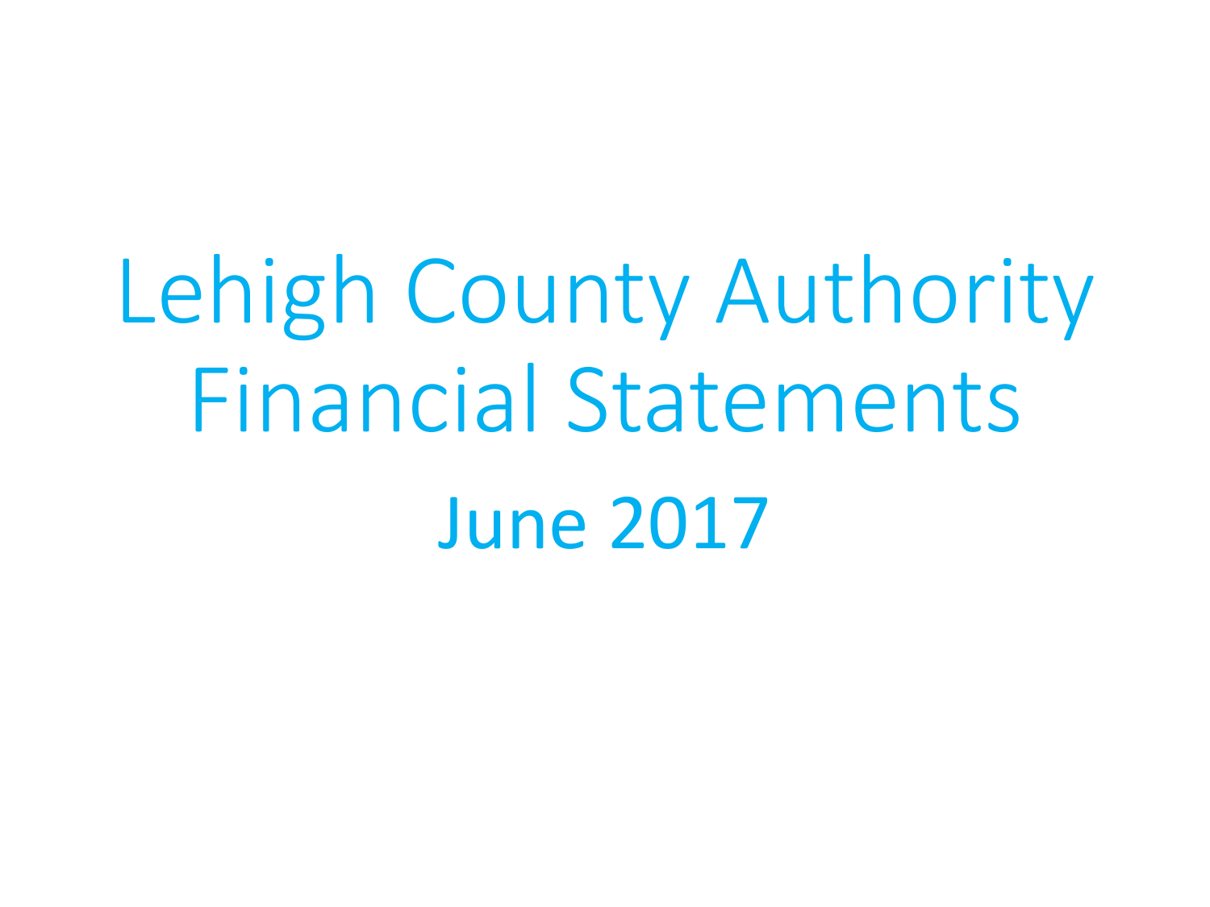# Lehigh County Authority Financial Statements

## June 2017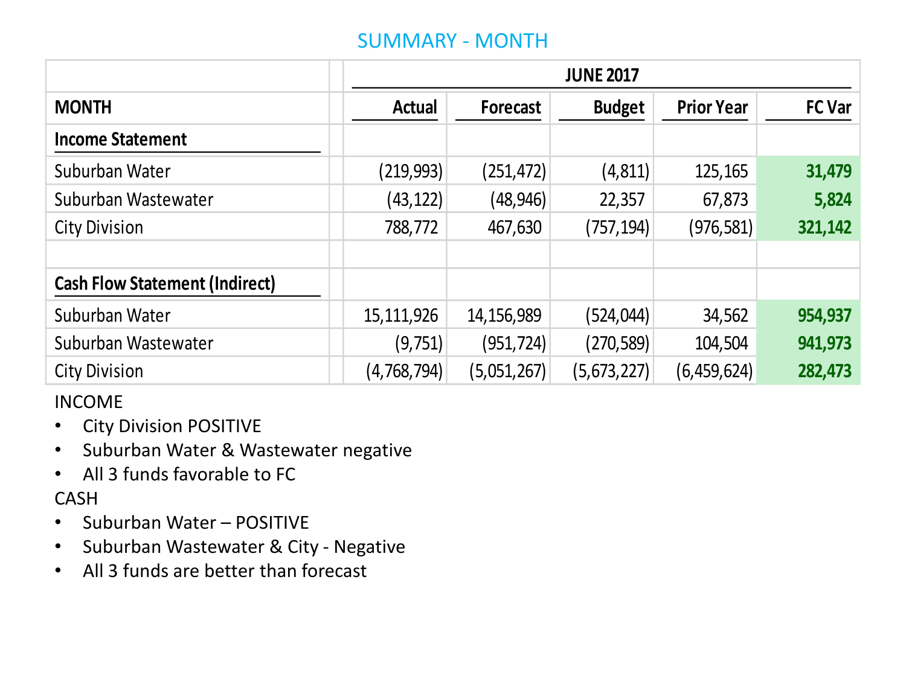## SUMMARY - MONTH

| MONTH | JUNE 2017 | | | | |
|---|---|---|---|---|---|
| | **Actual** | **Forecast** | **Budget** | **Prior Year** | **FC Var** |
| **Income Statement** | | | | | |
| Suburban Water | (219,993) | (251,472) | (4,811) | 125,165 | **31,479** |
| Suburban Wastewater | (43,122) | (48,946) | 22,357 | 67,873 | **5,824** |
| City Division | 788,772 | 467,630 | (757,194) | (976,581) | **321,142** |
| | | | | | |
| **Cash Flow Statement (Indirect)** | | | | | |
| Suburban Water | 15,111,926 | 14,156,989 | (524,044) | 34,562 | **954,937** |
| Suburban Wastewater | (9,751) | (951,724) | (270,589) | 104,504 | **941,973** |
| City Division | (4,768,794) | (5,051,267) | (5,673,227) | (6,459,624) | **282,473** |

INCOME

- City Division POSITIVE
- Suburban Water & Wastewater negative
- All 3 funds favorable to FC

CASH

- Suburban Water – POSITIVE
- Suburban Wastewater & City - Negative
- All 3 funds are better than forecast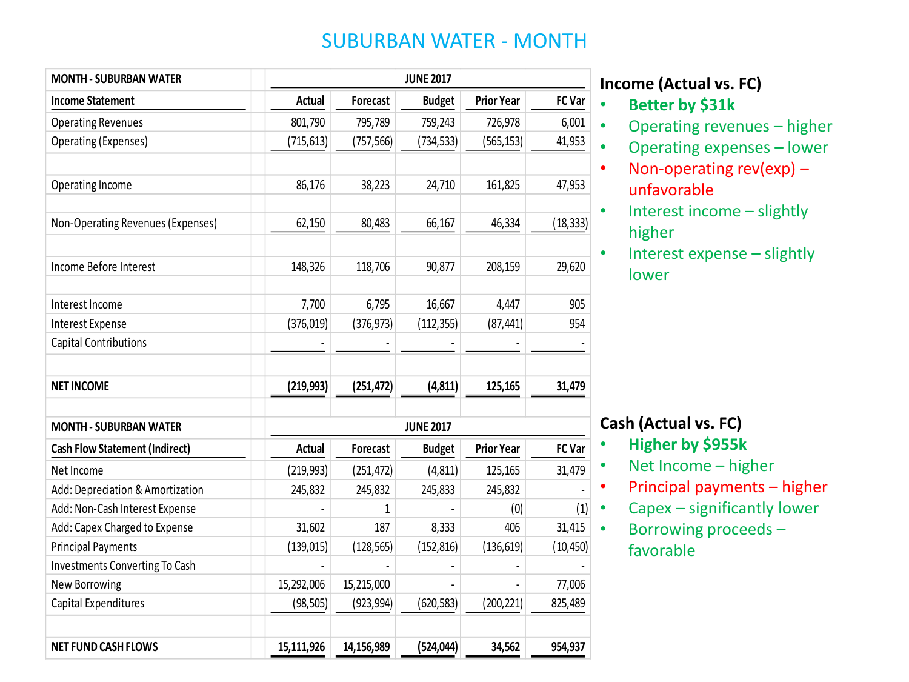# SUBURBAN WATER - MONTH

| MONTH - SUBURBAN WATER | JUNE 2017 | | | | |
|---|---|---|---|---|---|
| **Income Statement** | **Actual** | **Forecast** | **Budget** | **Prior Year** | **FC Var** |
| Operating Revenues | 801,790 | 795,789 | 759,243 | 726,978 | 6,001 |
| Operating (Expenses) | (715,613) | (757,566) | (734,533) | (565,153) | 41,953 |
| | | | | | |
| Operating Income | 86,176 | 38,223 | 24,710 | 161,825 | 47,953 |
| | | | | | |
| Non-Operating Revenues (Expenses) | 62,150 | 80,483 | 66,167 | 46,334 | (18,333) |
| | | | | | |
| Income Before Interest | 148,326 | 118,706 | 90,877 | 208,159 | 29,620 |
| | | | | | |
| Interest Income | 7,700 | 6,795 | 16,667 | 4,447 | 905 |
| Interest Expense | (376,019) | (376,973) | (112,355) | (87,441) | 954 |
| Capital Contributions | - | - | - | - | - |
| | | | | | |
| **NET INCOME** | **(219,993)** | **(251,472)** | **(4,811)** | **125,165** | **31,479** |

**Income (Actual vs. FC)**

- **Better by $31k**
- Operating revenues – higher
- Operating expenses – lower
- Non-operating rev(exp) – unfavorable
- Interest income – slightly higher
- Interest expense – slightly lower

| MONTH - SUBURBAN WATER | JUNE 2017 | | | | |
|---|---|---|---|---|---|
| **Cash Flow Statement (Indirect)** | **Actual** | **Forecast** | **Budget** | **Prior Year** | **FC Var** |
| Net Income | (219,993) | (251,472) | (4,811) | 125,165 | 31,479 |
| Add: Depreciation & Amortization | 245,832 | 245,832 | 245,833 | 245,832 | - |
| Add: Non-Cash Interest Expense | - | 1 | - | (0) | (1) |
| Add: Capex Charged to Expense | 31,602 | 187 | 8,333 | 406 | 31,415 |
| Principal Payments | (139,015) | (128,565) | (152,816) | (136,619) | (10,450) |
| Investments Converting To Cash | - | - | - | - | - |
| New Borrowing | 15,292,006 | 15,215,000 | - | - | 77,006 |
| Capital Expenditures | (98,505) | (923,994) | (620,583) | (200,221) | 825,489 |
| | | | | | |
| **NET FUND CASH FLOWS** | **15,111,926** | **14,156,989** | **(524,044)** | **34,562** | **954,937** |

**Cash (Actual vs. FC)**

- **Higher by $955k**
- Net Income – higher
- Principal payments – higher
- Capex – significantly lower
- Borrowing proceeds – favorable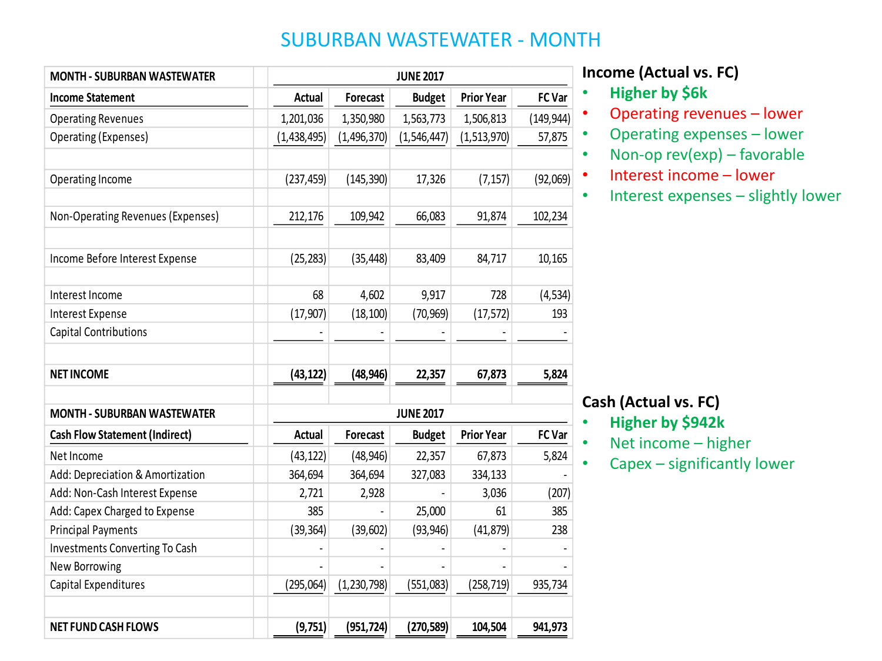# SUBURBAN WASTEWATER - MONTH

| MONTH - SUBURBAN WASTEWATER | JUNE 2017 | | | | |
|---|---|---|---|---|---|
| **Income Statement** | **Actual** | **Forecast** | **Budget** | **Prior Year** | **FC Var** |
| Operating Revenues | 1,201,036 | 1,350,980 | 1,563,773 | 1,506,813 | (149,944) |
| Operating (Expenses) | (1,438,495) | (1,496,370) | (1,546,447) | (1,513,970) | 57,875 |
| | | | | | |
| Operating Income | (237,459) | (145,390) | 17,326 | (7,157) | (92,069) |
| | | | | | |
| Non-Operating Revenues (Expenses) | 212,176 | 109,942 | 66,083 | 91,874 | 102,234 |
| | | | | | |
| Income Before Interest Expense | (25,283) | (35,448) | 83,409 | 84,717 | 10,165 |
| | | | | | |
| Interest Income | 68 | 4,602 | 9,917 | 728 | (4,534) |
| Interest Expense | (17,907) | (18,100) | (70,969) | (17,572) | 193 |
| Capital Contributions | - | - | - | - | - |
| | | | | | |
| **NET INCOME** | **(43,122)** | **(48,946)** | **22,357** | **67,873** | **5,824** |

| MONTH - SUBURBAN WASTEWATER | JUNE 2017 | | | | |
|---|---|---|---|---|---|
| **Cash Flow Statement (Indirect)** | **Actual** | **Forecast** | **Budget** | **Prior Year** | **FC Var** |
| Net Income | (43,122) | (48,946) | 22,357 | 67,873 | 5,824 |
| Add: Depreciation & Amortization | 364,694 | 364,694 | 327,083 | 334,133 | - |
| Add: Non-Cash Interest Expense | 2,721 | 2,928 | - | 3,036 | (207) |
| Add: Capex Charged to Expense | 385 | - | 25,000 | 61 | 385 |
| Principal Payments | (39,364) | (39,602) | (93,946) | (41,879) | 238 |
| Investments Converting To Cash | - | - | - | - | - |
| New Borrowing | - | - | - | - | - |
| Capital Expenditures | (295,064) | (1,230,798) | (551,083) | (258,719) | 935,734 |
| | | | | | |
| **NET FUND CASH FLOWS** | **(9,751)** | **(951,724)** | **(270,589)** | **104,504** | **941,973** |

### Income (Actual vs. FC)

- **Higher by $6k**
- Operating revenues – lower
- Operating expenses – lower
- Non-op rev(exp) – favorable
- Interest income – lower
- Interest expenses – slightly lower

### Cash (Actual vs. FC)

- **Higher by $942k**
- Net income – higher
- Capex – significantly lower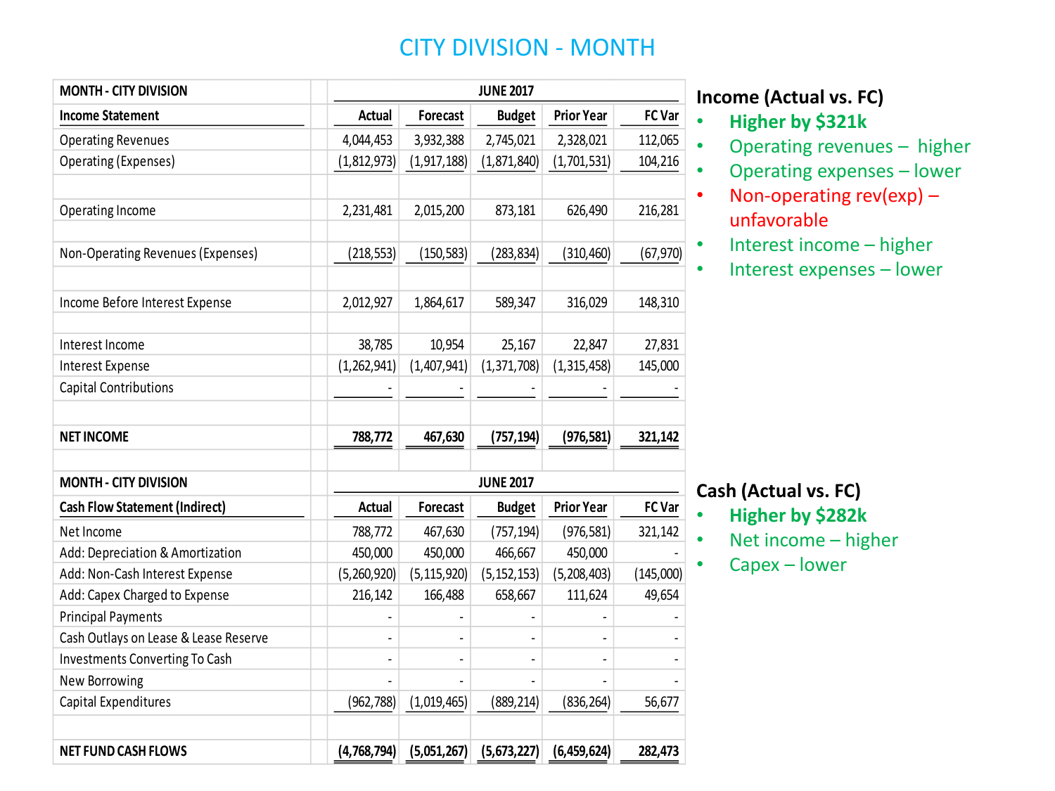# CITY DIVISION - MONTH

| MONTH - CITY DIVISION | JUNE 2017 | | | | |
|---|---|---|---|---|---|
| **Income Statement** | **Actual** | **Forecast** | **Budget** | **Prior Year** | **FC Var** |
| Operating Revenues | 4,044,453 | 3,932,388 | 2,745,021 | 2,328,021 | 112,065 |
| Operating (Expenses) | (1,812,973) | (1,917,188) | (1,871,840) | (1,701,531) | 104,216 |
| | | | | | |
| Operating Income | 2,231,481 | 2,015,200 | 873,181 | 626,490 | 216,281 |
| | | | | | |
| Non-Operating Revenues (Expenses) | (218,553) | (150,583) | (283,834) | (310,460) | (67,970) |
| | | | | | |
| Income Before Interest Expense | 2,012,927 | 1,864,617 | 589,347 | 316,029 | 148,310 |
| | | | | | |
| Interest Income | 38,785 | 10,954 | 25,167 | 22,847 | 27,831 |
| Interest Expense | (1,262,941) | (1,407,941) | (1,371,708) | (1,315,458) | 145,000 |
| Capital Contributions | - | - | - | - | - |
| | | | | | |
| **NET INCOME** | **788,772** | **467,630** | **(757,194)** | **(976,581)** | **321,142** |

### Income (Actual vs. FC)

- **Higher by $321k**
- Operating revenues – higher
- Operating expenses – lower
- Non-operating rev(exp) – unfavorable
- Interest income – higher
- Interest expenses – lower

| MONTH - CITY DIVISION | JUNE 2017 | | | | |
|---|---|---|---|---|---|
| **Cash Flow Statement (Indirect)** | **Actual** | **Forecast** | **Budget** | **Prior Year** | **FC Var** |
| Net Income | 788,772 | 467,630 | (757,194) | (976,581) | 321,142 |
| Add: Depreciation & Amortization | 450,000 | 450,000 | 466,667 | 450,000 | - |
| Add: Non-Cash Interest Expense | (5,260,920) | (5,115,920) | (5,152,153) | (5,208,403) | (145,000) |
| Add: Capex Charged to Expense | 216,142 | 166,488 | 658,667 | 111,624 | 49,654 |
| Principal Payments | - | - | - | - | - |
| Cash Outlays on Lease & Lease Reserve | - | - | - | - | - |
| Investments Converting To Cash | - | - | - | - | - |
| New Borrowing | - | - | - | - | - |
| Capital Expenditures | (962,788) | (1,019,465) | (889,214) | (836,264) | 56,677 |
| | | | | | |
| **NET FUND CASH FLOWS** | **(4,768,794)** | **(5,051,267)** | **(5,673,227)** | **(6,459,624)** | **282,473** |

### Cash (Actual vs. FC)

- **Higher by $282k**
- Net income – higher
- Capex – lower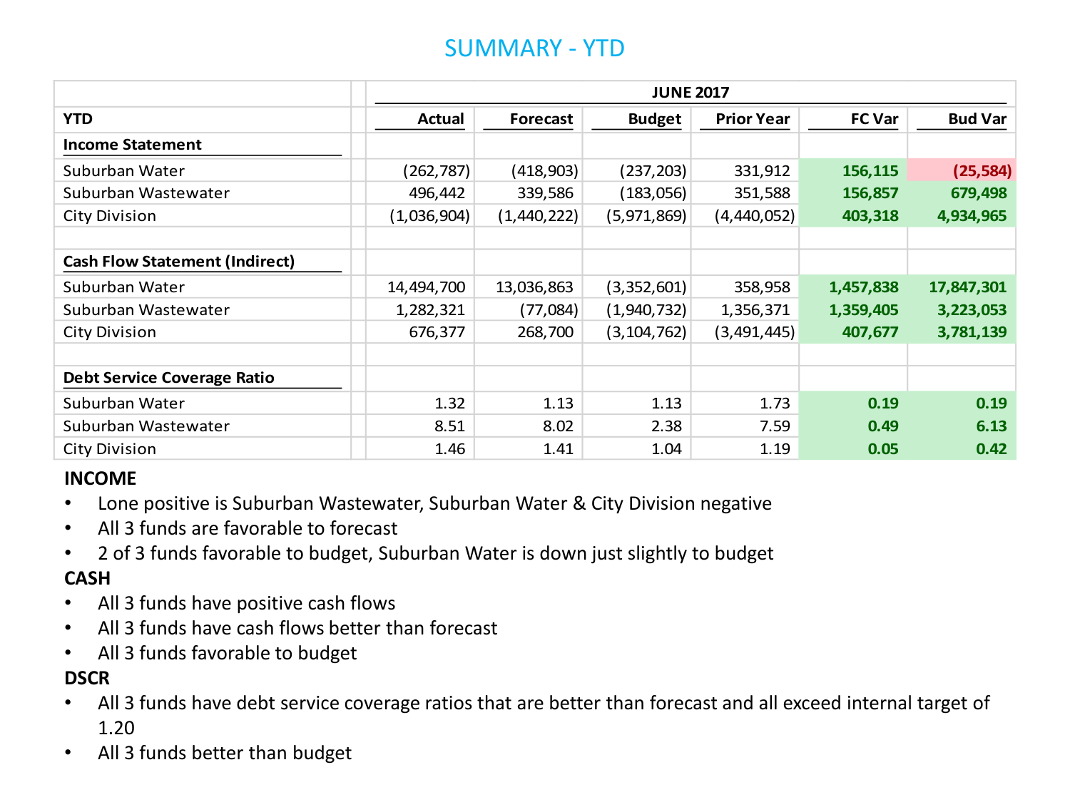# SUMMARY - YTD

| YTD | JUNE 2017 | | | | | |
|---|---|---|---|---|---|---|
| | Actual | Forecast | Budget | Prior Year | FC Var | Bud Var |
| **Income Statement** | | | | | | |
| Suburban Water | (262,787) | (418,903) | (237,203) | 331,912 | **156,115** | **(25,584)** |
| Suburban Wastewater | 496,442 | 339,586 | (183,056) | 351,588 | **156,857** | **679,498** |
| City Division | (1,036,904) | (1,440,222) | (5,971,869) | (4,440,052) | **403,318** | **4,934,965** |
| | | | | | | |
| **Cash Flow Statement (Indirect)** | | | | | | |
| Suburban Water | 14,494,700 | 13,036,863 | (3,352,601) | 358,958 | **1,457,838** | **17,847,301** |
| Suburban Wastewater | 1,282,321 | (77,084) | (1,940,732) | 1,356,371 | **1,359,405** | **3,223,053** |
| City Division | 676,377 | 268,700 | (3,104,762) | (3,491,445) | **407,677** | **3,781,139** |
| | | | | | | |
| **Debt Service Coverage Ratio** | | | | | | |
| Suburban Water | 1.32 | 1.13 | 1.13 | 1.73 | **0.19** | **0.19** |
| Suburban Wastewater | 8.51 | 8.02 | 2.38 | 7.59 | **0.49** | **6.13** |
| City Division | 1.46 | 1.41 | 1.04 | 1.19 | **0.05** | **0.42** |

**INCOME**

- Lone positive is Suburban Wastewater, Suburban Water & City Division negative
- All 3 funds are favorable to forecast
- 2 of 3 funds favorable to budget, Suburban Water is down just slightly to budget

**CASH**

- All 3 funds have positive cash flows
- All 3 funds have cash flows better than forecast
- All 3 funds favorable to budget

**DSCR**

- All 3 funds have debt service coverage ratios that are better than forecast and all exceed internal target of 1.20
- All 3 funds better than budget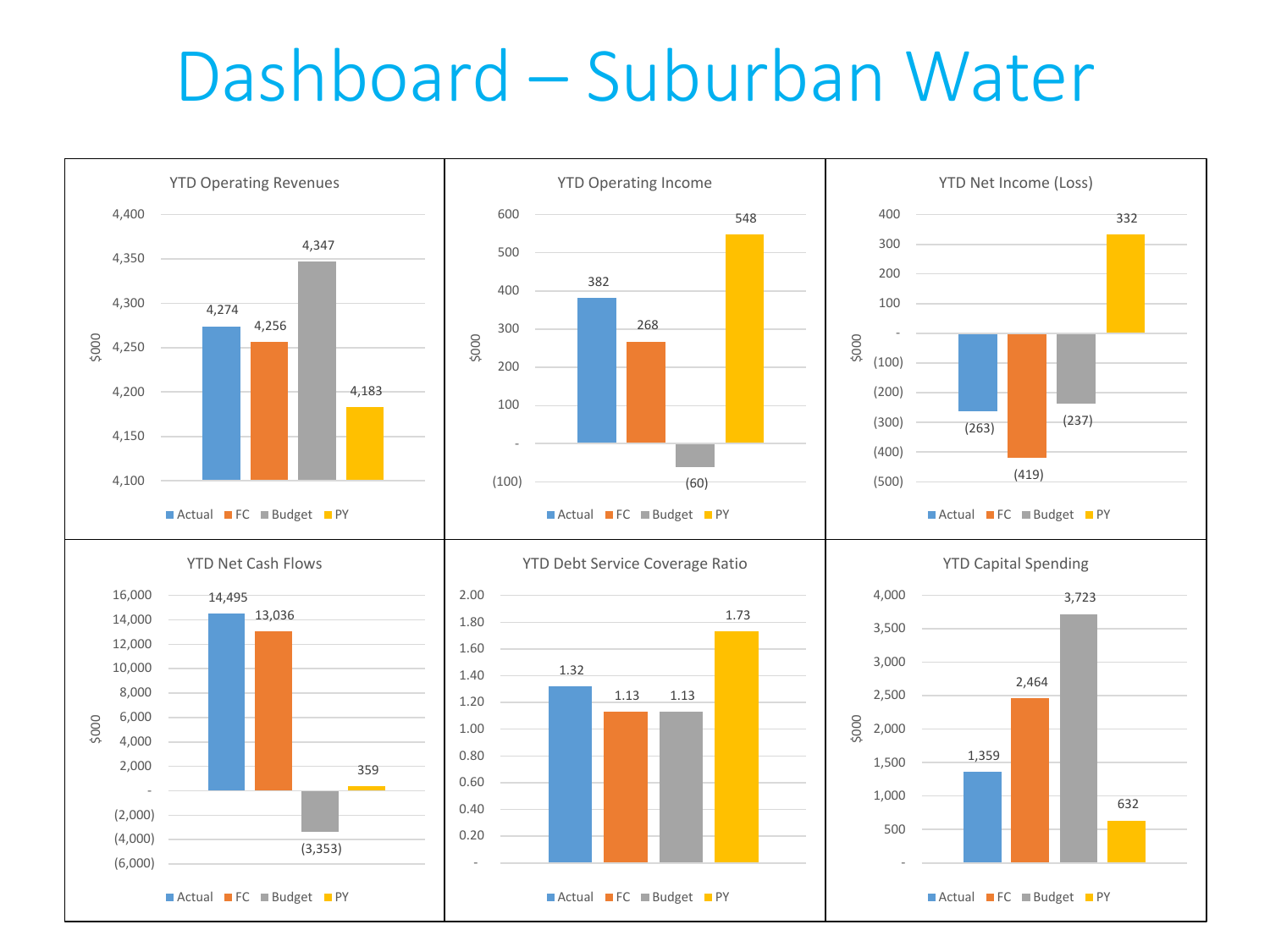# Dashboard – Suburban Water

### YTD Operating Revenues

($000)

| Actual | FC | Budget | PY |
|---|---|---|---|
| 4,274 | 4,256 | 4,347 | 4,183 |

### YTD Operating Income

($000)

| Actual | FC | Budget | PY |
|---|---|---|---|
| 382 | 268 | (60) | 548 |

### YTD Net Income (Loss)

($000)

| Actual | FC | Budget | PY |
|---|---|---|---|
| (263) | (419) | (237) | 332 |

### YTD Net Cash Flows

($000)

| Actual | FC | Budget | PY |
|---|---|---|---|
| 14,495 | 13,036 | (3,353) | 359 |

### YTD Debt Service Coverage Ratio

| Actual | FC | Budget | PY |
|---|---|---|---|
| 1.32 | 1.13 | 1.13 | 1.73 |

### YTD Capital Spending

($000)

| Actual | FC | Budget | PY |
|---|---|---|---|
| 1,359 | 2,464 | 3,723 | 632 |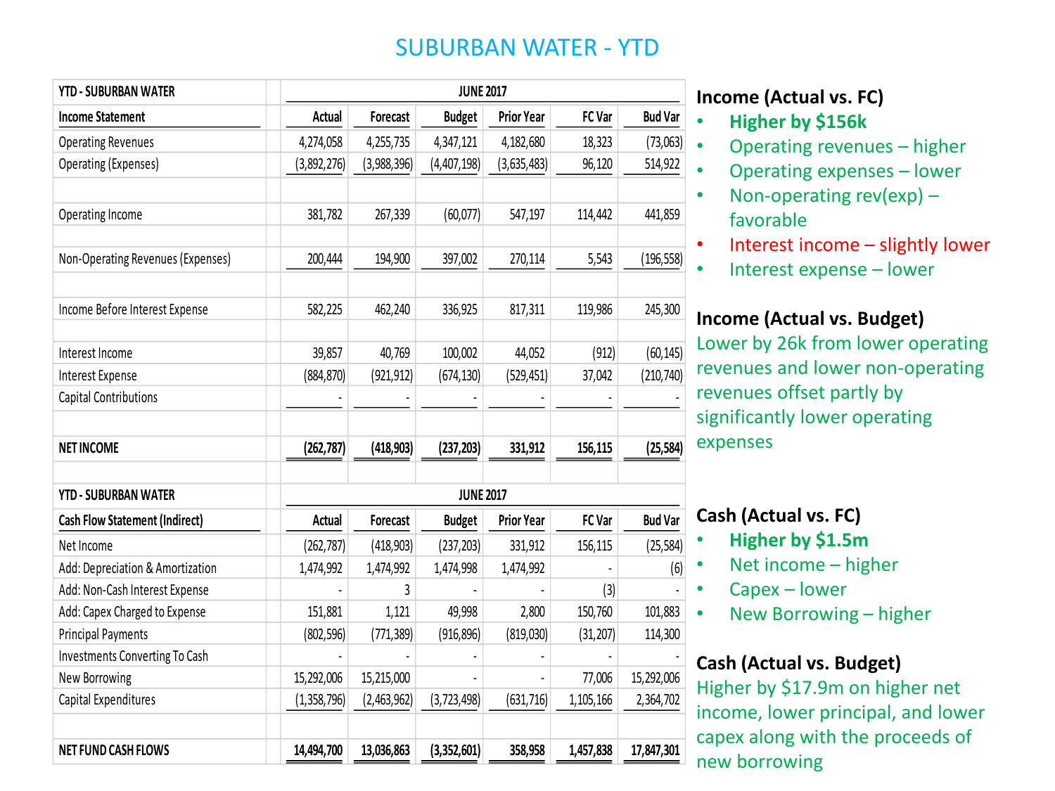# SUBURBAN WATER - YTD

| YTD - SUBURBAN WATER | JUNE 2017 | | | | | |
|---|---|---|---|---|---|---|
| **Income Statement** | **Actual** | **Forecast** | **Budget** | **Prior Year** | **FC Var** | **Bud Var** |
| Operating Revenues | 4,274,058 | 4,255,735 | 4,347,121 | 4,182,680 | 18,323 | (73,063) |
| Operating (Expenses) | (3,892,276) | (3,988,396) | (4,407,198) | (3,635,483) | 96,120 | 514,922 |
| | | | | | | |
| Operating Income | 381,782 | 267,339 | (60,077) | 547,197 | 114,442 | 441,859 |
| | | | | | | |
| Non-Operating Revenues (Expenses) | 200,444 | 194,900 | 397,002 | 270,114 | 5,543 | (196,558) |
| | | | | | | |
| Income Before Interest Expense | 582,225 | 462,240 | 336,925 | 817,311 | 119,986 | 245,300 |
| | | | | | | |
| Interest Income | 39,857 | 40,769 | 100,002 | 44,052 | (912) | (60,145) |
| Interest Expense | (884,870) | (921,912) | (674,130) | (529,451) | 37,042 | (210,740) |
| Capital Contributions | - | - | - | - | - | - |
| | | | | | | |
| **NET INCOME** | **(262,787)** | **(418,903)** | **(237,203)** | **331,912** | **156,115** | **(25,584)** |

| YTD - SUBURBAN WATER | JUNE 2017 | | | | | |
|---|---|---|---|---|---|---|
| **Cash Flow Statement (Indirect)** | **Actual** | **Forecast** | **Budget** | **Prior Year** | **FC Var** | **Bud Var** |
| Net Income | (262,787) | (418,903) | (237,203) | 331,912 | 156,115 | (25,584) |
| Add: Depreciation & Amortization | 1,474,992 | 1,474,992 | 1,474,998 | 1,474,992 | - | (6) |
| Add: Non-Cash Interest Expense | - | 3 | - | - | (3) | - |
| Add: Capex Charged to Expense | 151,881 | 1,121 | 49,998 | 2,800 | 150,760 | 101,883 |
| Principal Payments | (802,596) | (771,389) | (916,896) | (819,030) | (31,207) | 114,300 |
| Investments Converting To Cash | - | - | - | - | - | - |
| New Borrowing | 15,292,006 | 15,215,000 | - | - | 77,006 | 15,292,006 |
| Capital Expenditures | (1,358,796) | (2,463,962) | (3,723,498) | (631,716) | 1,105,166 | 2,364,702 |
| | | | | | | |
| **NET FUND CASH FLOWS** | **14,494,700** | **13,036,863** | **(3,352,601)** | **358,958** | **1,457,838** | **17,847,301** |

**Income (Actual vs. FC)**

- **Higher by $156k**
- Operating revenues – higher
- Operating expenses – lower
- Non-operating rev(exp) – favorable
- Interest income – slightly lower
- Interest expense – lower

**Income (Actual vs. Budget)**

Lower by 26k from lower operating revenues and lower non-operating revenues offset partly by significantly lower operating expenses

**Cash (Actual vs. FC)**

- **Higher by $1.5m**
- Net income – higher
- Capex – lower
- New Borrowing – higher

**Cash (Actual vs. Budget)**

Higher by $17.9m on higher net income, lower principal, and lower capex along with the proceeds of new borrowing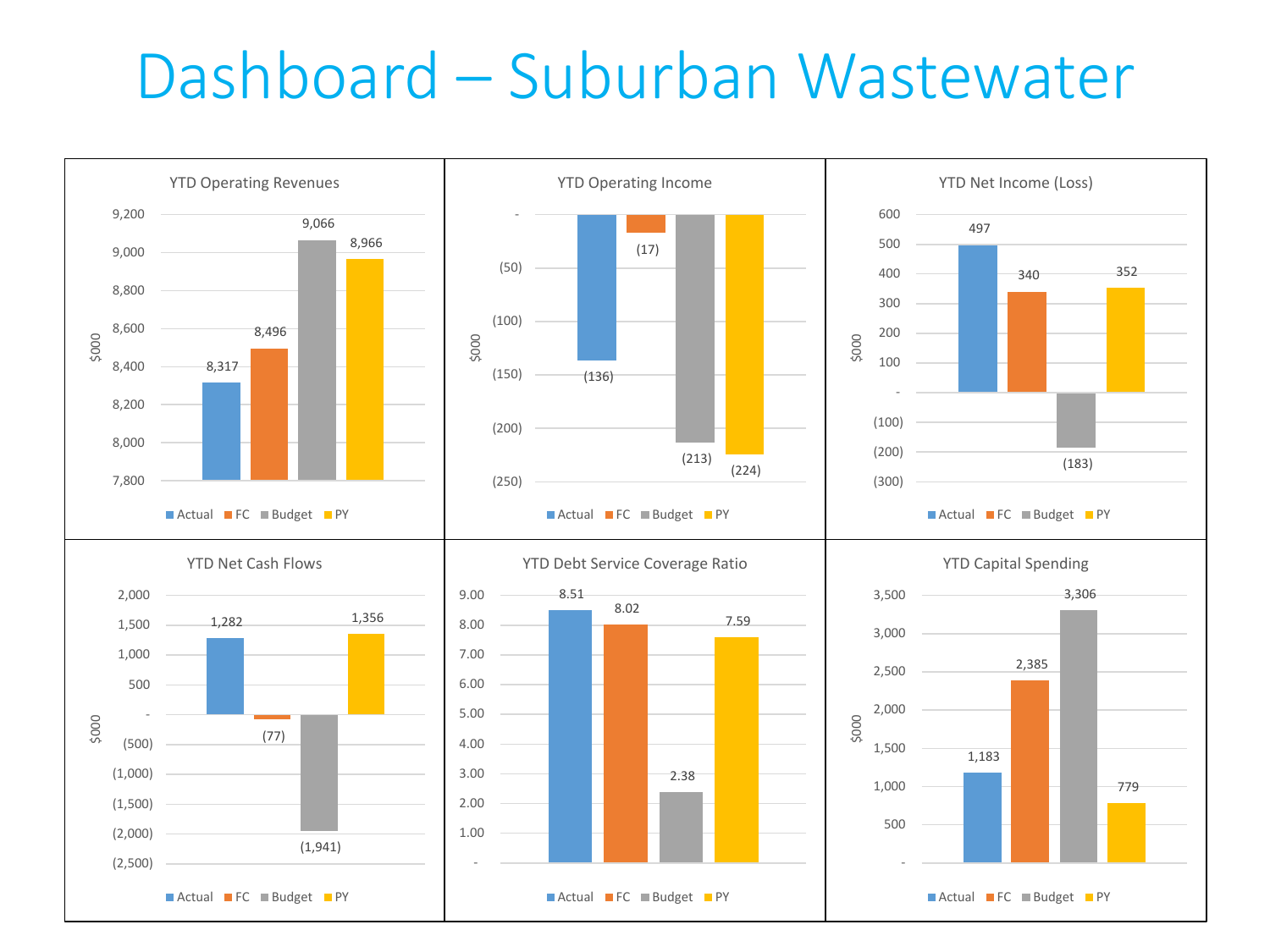# Dashboard – Suburban Wastewater

### YTD Operating Revenues

($000)

| | Actual | FC | Budget | PY |
|---|---|---|---|---|
| YTD Operating Revenues | 8,317 | 8,496 | 9,066 | 8,966 |

### YTD Operating Income

($000)

| | Actual | FC | Budget | PY |
|---|---|---|---|---|
| YTD Operating Income | (136) | (17) | (213) | (224) |

### YTD Net Income (Loss)

($000)

| | Actual | FC | Budget | PY |
|---|---|---|---|---|
| YTD Net Income (Loss) | 497 | 340 | (183) | 352 |

### YTD Net Cash Flows

($000)

| | Actual | FC | Budget | PY |
|---|---|---|---|---|
| YTD Net Cash Flows | 1,282 | (77) | (1,941) | 1,356 |

### YTD Debt Service Coverage Ratio

| | Actual | FC | Budget | PY |
|---|---|---|---|---|
| YTD Debt Service Coverage Ratio | 8.51 | 8.02 | 2.38 | 7.59 |

### YTD Capital Spending

($000)

| | Actual | FC | Budget | PY |
|---|---|---|---|---|
| YTD Capital Spending | 1,183 | 2,385 | 3,306 | 779 |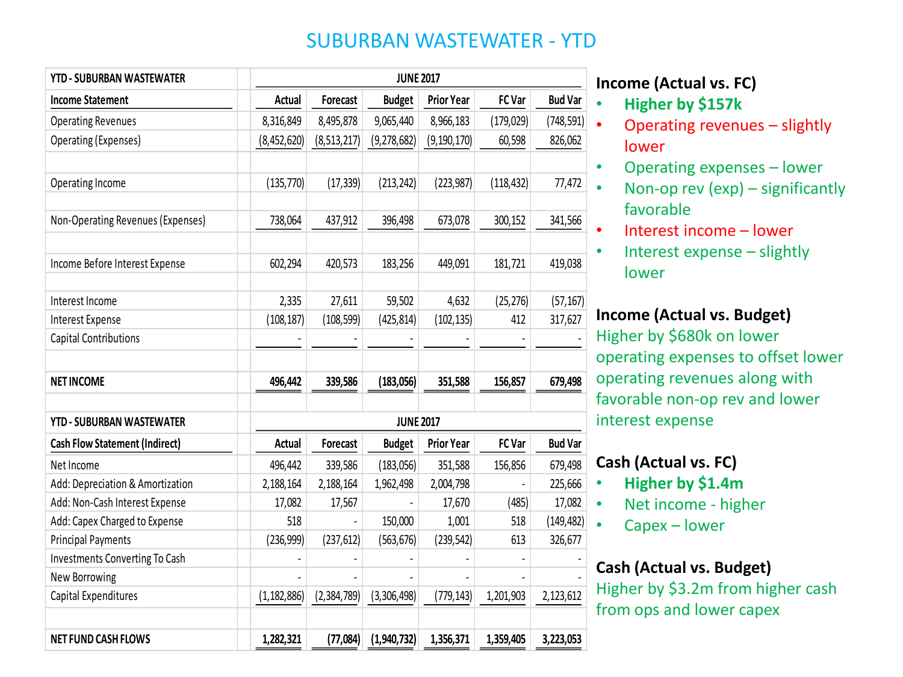# SUBURBAN WASTEWATER - YTD

| YTD - SUBURBAN WASTEWATER | JUNE 2017 | | | | | |
|---|---|---|---|---|---|---|
| **Income Statement** | Actual | Forecast | Budget | Prior Year | FC Var | Bud Var |
| Operating Revenues | 8,316,849 | 8,495,878 | 9,065,440 | 8,966,183 | (179,029) | (748,591) |
| Operating (Expenses) | (8,452,620) | (8,513,217) | (9,278,682) | (9,190,170) | 60,598 | 826,062 |
| | | | | | | |
| Operating Income | (135,770) | (17,339) | (213,242) | (223,987) | (118,432) | 77,472 |
| | | | | | | |
| Non-Operating Revenues (Expenses) | 738,064 | 437,912 | 396,498 | 673,078 | 300,152 | 341,566 |
| | | | | | | |
| Income Before Interest Expense | 602,294 | 420,573 | 183,256 | 449,091 | 181,721 | 419,038 |
| | | | | | | |
| Interest Income | 2,335 | 27,611 | 59,502 | 4,632 | (25,276) | (57,167) |
| Interest Expense | (108,187) | (108,599) | (425,814) | (102,135) | 412 | 317,627 |
| Capital Contributions | - | - | - | - | - | - |
| | | | | | | |
| **NET INCOME** | **496,442** | **339,586** | **(183,056)** | **351,588** | **156,857** | **679,498** |

| YTD - SUBURBAN WASTEWATER | JUNE 2017 | | | | | |
|---|---|---|---|---|---|---|
| **Cash Flow Statement (Indirect)** | Actual | Forecast | Budget | Prior Year | FC Var | Bud Var |
| Net Income | 496,442 | 339,586 | (183,056) | 351,588 | 156,856 | 679,498 |
| Add: Depreciation & Amortization | 2,188,164 | 2,188,164 | 1,962,498 | 2,004,798 | - | 225,666 |
| Add: Non-Cash Interest Expense | 17,082 | 17,567 | - | 17,670 | (485) | 17,082 |
| Add: Capex Charged to Expense | 518 | - | 150,000 | 1,001 | 518 | (149,482) |
| Principal Payments | (236,999) | (237,612) | (563,676) | (239,542) | 613 | 326,677 |
| Investments Converting To Cash | - | - | - | - | - | - |
| New Borrowing | - | - | - | - | - | - |
| Capital Expenditures | (1,182,886) | (2,384,789) | (3,306,498) | (779,143) | 1,201,903 | 2,123,612 |
| | | | | | | |
| **NET FUND CASH FLOWS** | **1,282,321** | **(77,084)** | **(1,940,732)** | **1,356,371** | **1,359,405** | **3,223,053** |

**Income (Actual vs. FC)**

- **Higher by $157k**
- Operating revenues – slightly lower
- Operating expenses – lower
- Non-op rev (exp) – significantly favorable
- Interest income – lower
- Interest expense – slightly lower

**Income (Actual vs. Budget)**

Higher by $680k on lower operating expenses to offset lower operating revenues along with favorable non-op rev and lower interest expense

**Cash (Actual vs. FC)**

- **Higher by $1.4m**
- Net income - higher
- Capex – lower

**Cash (Actual vs. Budget)**

Higher by $3.2m from higher cash from ops and lower capex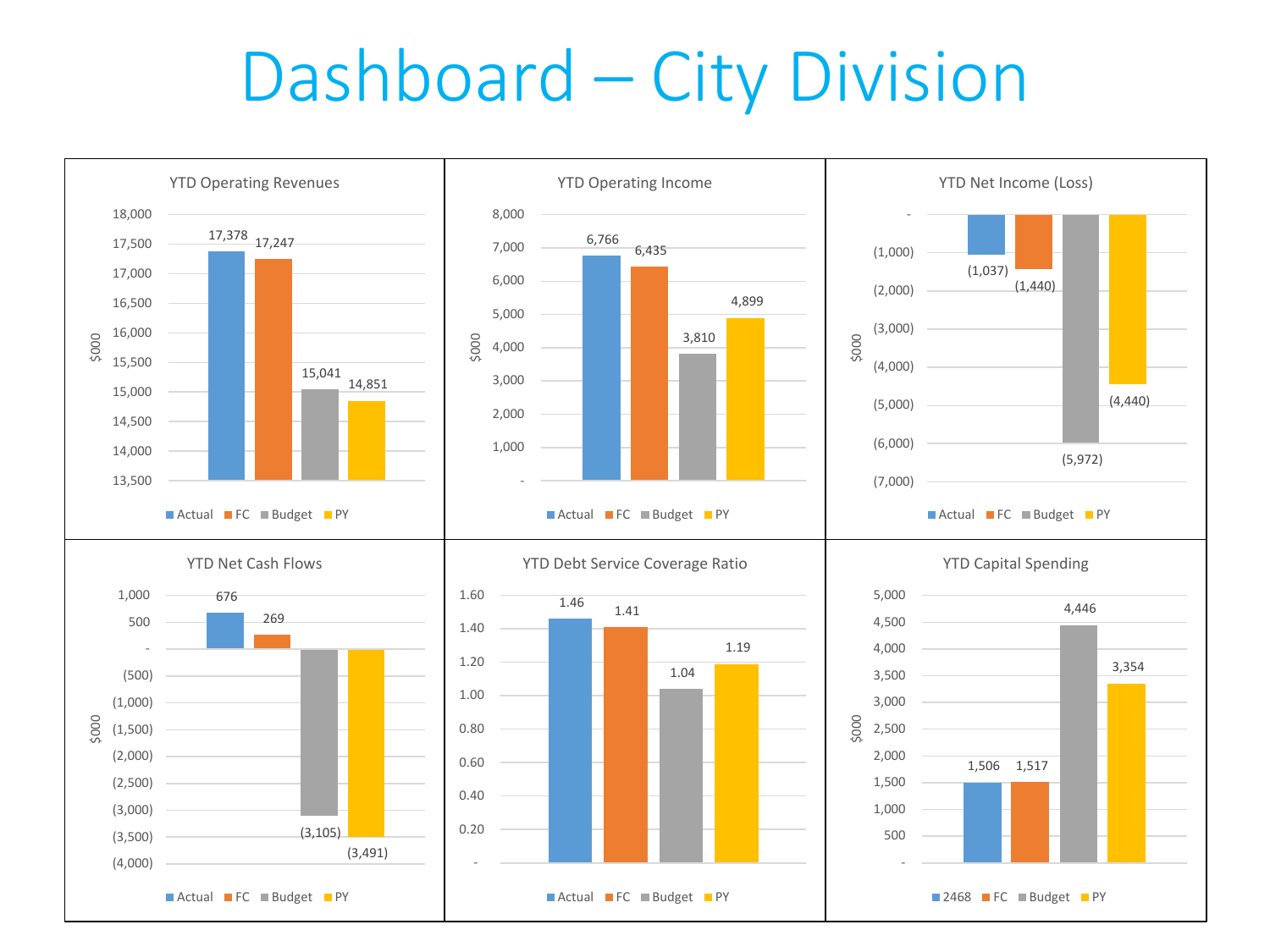# Dashboard – City Division

### YTD Operating Revenues

($000)

| Actual | FC | Budget | PY |
|---|---|---|---|
| 17,378 | 17,247 | 15,041 | 14,851 |

### YTD Operating Income

($000)

| Actual | FC | Budget | PY |
|---|---|---|---|
| 6,766 | 6,435 | 3,810 | 4,899 |

### YTD Net Income (Loss)

($000)

| Actual | FC | Budget | PY |
|---|---|---|---|
| (1,037) | (1,440) | (5,972) | (4,440) |

### YTD Net Cash Flows

($000)

| Actual | FC | Budget | PY |
|---|---|---|---|
| 676 | 269 | (3,105) | (3,491) |

### YTD Debt Service Coverage Ratio

| Actual | FC | Budget | PY |
|---|---|---|---|
| 1.46 | 1.41 | 1.04 | 1.19 |

### YTD Capital Spending

($000)

| 2468 | FC | Budget | PY |
|---|---|---|---|
| 1,506 | 1,517 | 4,446 | 3,354 |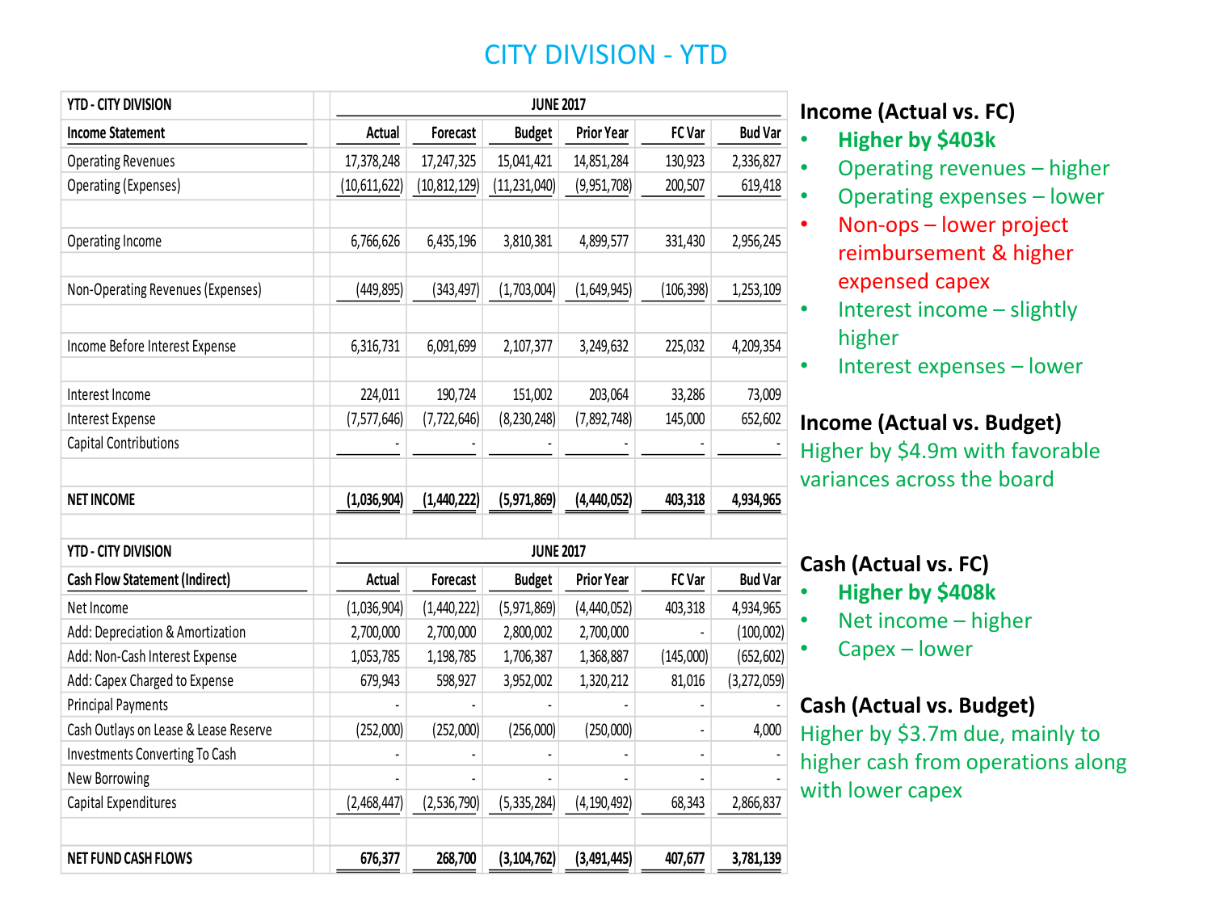# CITY DIVISION - YTD

| YTD - CITY DIVISION | JUNE 2017 | | | | | |
|---|---|---|---|---|---|---|
| **Income Statement** | **Actual** | **Forecast** | **Budget** | **Prior Year** | **FC Var** | **Bud Var** |
| Operating Revenues | 17,378,248 | 17,247,325 | 15,041,421 | 14,851,284 | 130,923 | 2,336,827 |
| Operating (Expenses) | (10,611,622) | (10,812,129) | (11,231,040) | (9,951,708) | 200,507 | 619,418 |
| | | | | | | |
| Operating Income | 6,766,626 | 6,435,196 | 3,810,381 | 4,899,577 | 331,430 | 2,956,245 |
| | | | | | | |
| Non-Operating Revenues (Expenses) | (449,895) | (343,497) | (1,703,004) | (1,649,945) | (106,398) | 1,253,109 |
| | | | | | | |
| Income Before Interest Expense | 6,316,731 | 6,091,699 | 2,107,377 | 3,249,632 | 225,032 | 4,209,354 |
| | | | | | | |
| Interest Income | 224,011 | 190,724 | 151,002 | 203,064 | 33,286 | 73,009 |
| Interest Expense | (7,577,646) | (7,722,646) | (8,230,248) | (7,892,748) | 145,000 | 652,602 |
| Capital Contributions | - | - | - | - | - | - |
| | | | | | | |
| **NET INCOME** | **(1,036,904)** | **(1,440,222)** | **(5,971,869)** | **(4,440,052)** | **403,318** | **4,934,965** |

| YTD - CITY DIVISION | JUNE 2017 | | | | | |
|---|---|---|---|---|---|---|
| **Cash Flow Statement (Indirect)** | **Actual** | **Forecast** | **Budget** | **Prior Year** | **FC Var** | **Bud Var** |
| Net Income | (1,036,904) | (1,440,222) | (5,971,869) | (4,440,052) | 403,318 | 4,934,965 |
| Add: Depreciation & Amortization | 2,700,000 | 2,700,000 | 2,800,002 | 2,700,000 | - | (100,002) |
| Add: Non-Cash Interest Expense | 1,053,785 | 1,198,785 | 1,706,387 | 1,368,887 | (145,000) | (652,602) |
| Add: Capex Charged to Expense | 679,943 | 598,927 | 3,952,002 | 1,320,212 | 81,016 | (3,272,059) |
| Principal Payments | - | - | - | - | - | - |
| Cash Outlays on Lease & Lease Reserve | (252,000) | (252,000) | (256,000) | (250,000) | - | 4,000 |
| Investments Converting To Cash | - | - | - | - | - | - |
| New Borrowing | - | - | - | - | - | - |
| Capital Expenditures | (2,468,447) | (2,536,790) | (5,335,284) | (4,190,492) | 68,343 | 2,866,837 |
| | | | | | | |
| **NET FUND CASH FLOWS** | **676,377** | **268,700** | **(3,104,762)** | **(3,491,445)** | **407,677** | **3,781,139** |

### Income (Actual vs. FC)

- **Higher by $403k**
- Operating revenues – higher
- Operating expenses – lower
- Non-ops – lower project reimbursement & higher expensed capex
- Interest income – slightly higher
- Interest expenses – lower

### Income (Actual vs. Budget)

Higher by $4.9m with favorable variances across the board

### Cash (Actual vs. FC)

- **Higher by $408k**
- Net income – higher
- Capex – lower

### Cash (Actual vs. Budget)

Higher by $3.7m due, mainly to higher cash from operations along with lower capex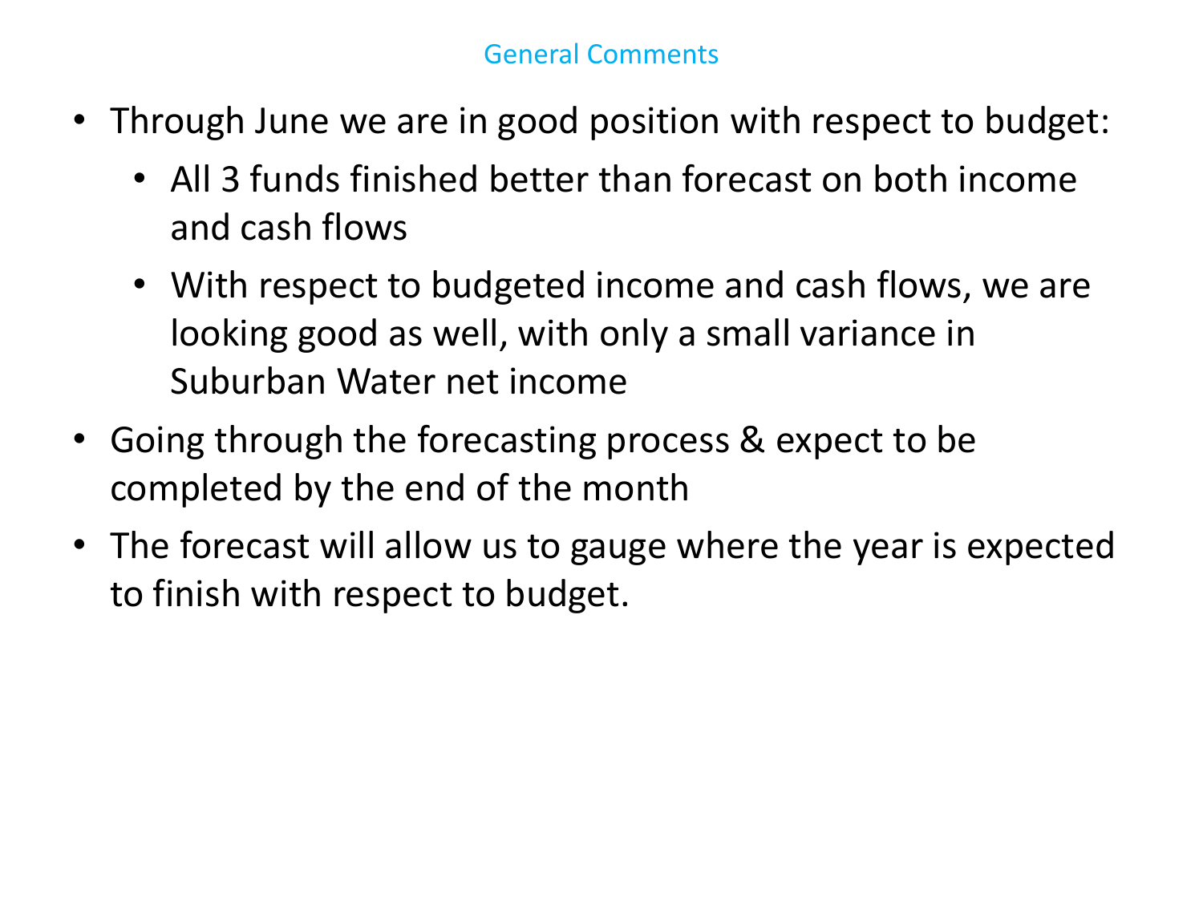# General Comments

- Through June we are in good position with respect to budget:
  - All 3 funds finished better than forecast on both income and cash flows
  - With respect to budgeted income and cash flows, we are looking good as well, with only a small variance in Suburban Water net income
- Going through the forecasting process & expect to be completed by the end of the month
- The forecast will allow us to gauge where the year is expected to finish with respect to budget.